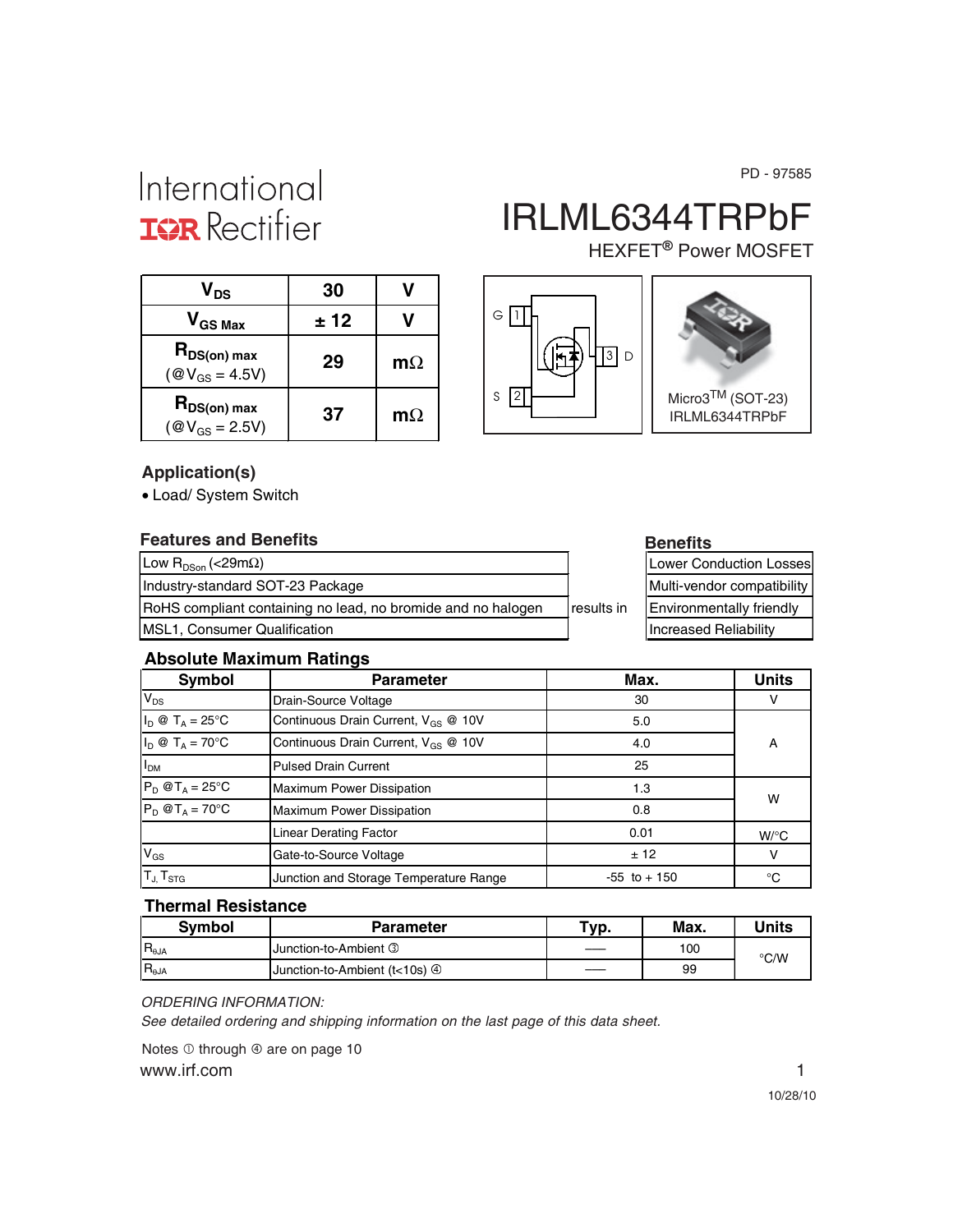PD - 97585

International
IOR Rectifier

# IRLML6344TRPbF

HEXFET® Power MOSFET

| | | |
|---|---|---|
| $V_{DS}$ | 30 | V |
| $V_{GS\ Max}$ | ± 12 | V |
| $R_{DS(on)}$ max (@$V_{GS}$ = 4.5V) | 29 | mΩ |
| $R_{DS(on)}$ max (@$V_{GS}$ = 2.5V) | 37 | mΩ |

G 1, S 2, 3 D

Micro3™ (SOT-23)
IRLML6344TRPbF

## Application(s)

- Load/ System Switch

## Features and Benefits

| Features | | Benefits |
|---|---|---|
| Low $R_{DSon}$ (<29mΩ) | results in | Lower Conduction Losses |
| Industry-standard SOT-23 Package | | Multi-vendor compatibility |
| RoHS compliant containing no lead, no bromide and no halogen | | Environmentally friendly |
| MSL1, Consumer Qualification | | Increased Reliability |

## Absolute Maximum Ratings

| Symbol | Parameter | Max. | Units |
|---|---|---|---|
| $V_{DS}$ | Drain-Source Voltage | 30 | V |
| $I_D$ @ $T_A$ = 25°C | Continuous Drain Current, $V_{GS}$ @ 10V | 5.0 | A |
| $I_D$ @ $T_A$ = 70°C | Continuous Drain Current, $V_{GS}$ @ 10V | 4.0 | A |
| $I_{DM}$ | Pulsed Drain Current | 25 | A |
| $P_D$ @$T_A$ = 25°C | Maximum Power Dissipation | 1.3 | W |
| $P_D$ @$T_A$ = 70°C | Maximum Power Dissipation | 0.8 | W |
| | Linear Derating Factor | 0.01 | W/°C |
| $V_{GS}$ | Gate-to-Source Voltage | ± 12 | V |
| $T_J$, $T_{STG}$ | Junction and Storage Temperature Range | -55 to + 150 | °C |

## Thermal Resistance

| Symbol | Parameter | Typ. | Max. | Units |
|---|---|---|---|---|
| $R_{\theta JA}$ | Junction-to-Ambient ③ | —— | 100 | °C/W |
| $R_{\theta JA}$ | Junction-to-Ambient (t<10s) ④ | —— | 99 | °C/W |

*ORDERING INFORMATION:*
*See detailed ordering and shipping information on the last page of this data sheet.*

Notes ① through ④ are on page 10

www.irf.com

10/28/10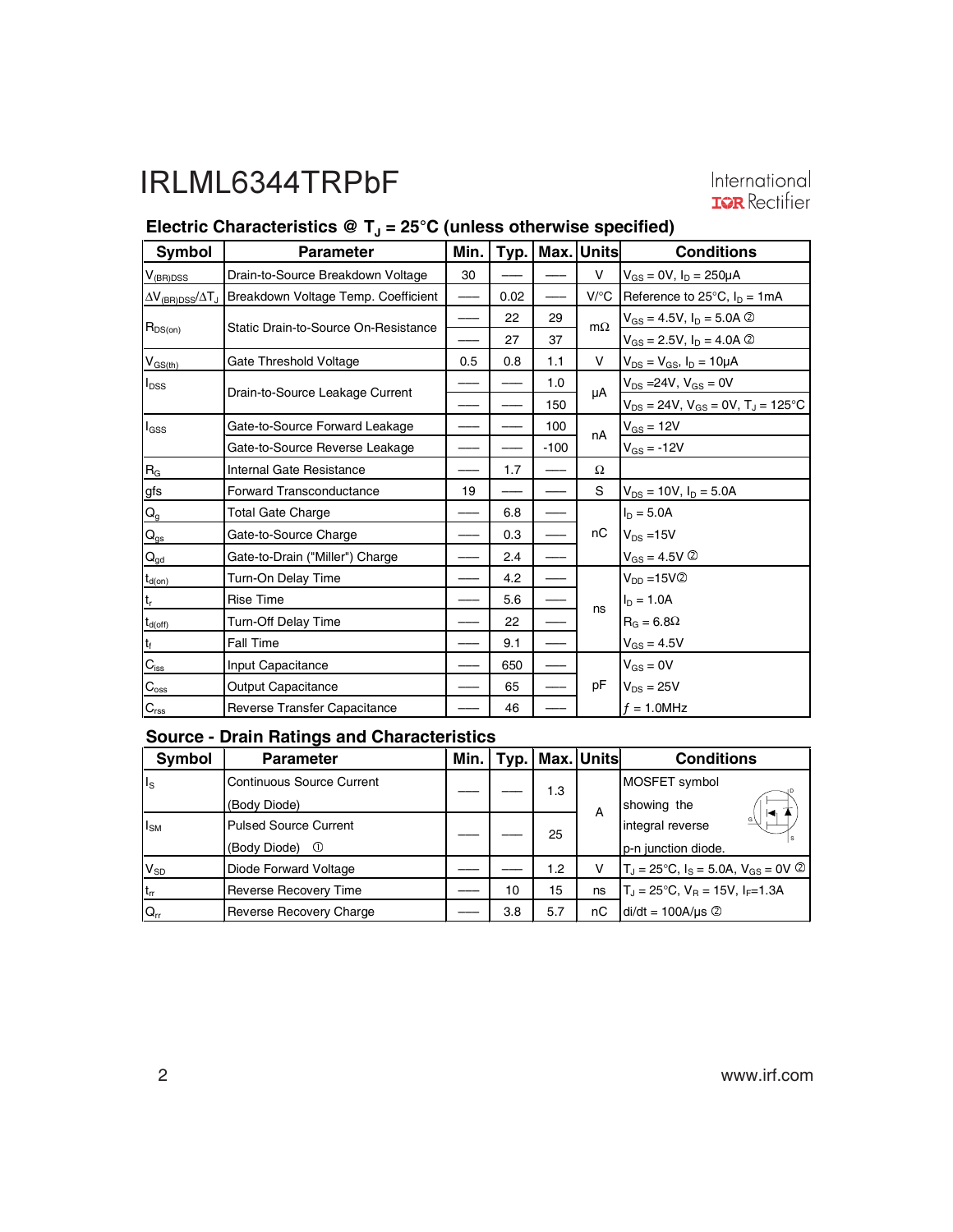## Electric Characteristics @ $T_J$ = 25°C (unless otherwise specified)

| Symbol | Parameter | Min. | Typ. | Max. | Units | Conditions |
|---|---|---|---|---|---|---|
| $V_{(BR)DSS}$ | Drain-to-Source Breakdown Voltage | 30 | —— | —— | V | $V_{GS}$ = 0V, $I_D$ = 250μA |
| $\Delta V_{(BR)DSS}/\Delta T_J$ | Breakdown Voltage Temp. Coefficient | —— | 0.02 | —— | V/°C | Reference to 25°C, $I_D$ = 1mA |
| $R_{DS(on)}$ | Static Drain-to-Source On-Resistance | —— | 22 | 29 | mΩ | $V_{GS}$ = 4.5V, $I_D$ = 5.0A ② |
| | | —— | 27 | 37 | | $V_{GS}$ = 2.5V, $I_D$ = 4.0A ② |
| $V_{GS(th)}$ | Gate Threshold Voltage | 0.5 | 0.8 | 1.1 | V | $V_{DS}$ = $V_{GS}$, $I_D$ = 10μA |
| $I_{DSS}$ | Drain-to-Source Leakage Current | —— | —— | 1.0 | μA | $V_{DS}$ =24V, $V_{GS}$ = 0V |
| | | —— | —— | 150 | | $V_{DS}$ = 24V, $V_{GS}$ = 0V, $T_J$ = 125°C |
| $I_{GSS}$ | Gate-to-Source Forward Leakage | —— | —— | 100 | nA | $V_{GS}$ = 12V |
| | Gate-to-Source Reverse Leakage | —— | —— | -100 | | $V_{GS}$ = -12V |
| $R_G$ | Internal Gate Resistance | —— | 1.7 | —— | Ω | |
| gfs | Forward Transconductance | 19 | —— | —— | S | $V_{DS}$ = 10V, $I_D$ = 5.0A |
| $Q_g$ | Total Gate Charge | —— | 6.8 | —— | nC | $I_D$ = 5.0A |
| $Q_{gs}$ | Gate-to-Source Charge | —— | 0.3 | —— | | $V_{DS}$ =15V |
| $Q_{gd}$ | Gate-to-Drain ("Miller") Charge | —— | 2.4 | —— | | $V_{GS}$ = 4.5V ② |
| $t_{d(on)}$ | Turn-On Delay Time | —— | 4.2 | —— | ns | $V_{DD}$ =15V② |
| $t_r$ | Rise Time | —— | 5.6 | —— | | $I_D$ = 1.0A |
| $t_{d(off)}$ | Turn-Off Delay Time | —— | 22 | —— | | $R_G$ = 6.8Ω |
| $t_f$ | Fall Time | —— | 9.1 | —— | | $V_{GS}$ = 4.5V |
| $C_{iss}$ | Input Capacitance | —— | 650 | —— | pF | $V_{GS}$ = 0V |
| $C_{oss}$ | Output Capacitance | —— | 65 | —— | | $V_{DS}$ = 25V |
| $C_{rss}$ | Reverse Transfer Capacitance | —— | 46 | —— | | $f$ = 1.0MHz |

## Source - Drain Ratings and Characteristics

| Symbol | Parameter | Min. | Typ. | Max. | Units | Conditions |
|---|---|---|---|---|---|---|
| $I_S$ | Continuous Source Current (Body Diode) | —— | —— | 1.3 | A | MOSFET symbol showing the integral reverse p-n junction diode. |
| $I_{SM}$ | Pulsed Source Current (Body Diode) ① | —— | —— | 25 | | |
| $V_{SD}$ | Diode Forward Voltage | —— | —— | 1.2 | V | $T_J$ = 25°C, $I_S$ = 5.0A, $V_{GS}$ = 0V ② |
| $t_{rr}$ | Reverse Recovery Time | —— | 10 | 15 | ns | $T_J$ = 25°C, $V_R$ = 15V, $I_F$=1.3A |
| $Q_{rr}$ | Reverse Recovery Charge | —— | 3.8 | 5.7 | nC | di/dt = 100A/μs ② |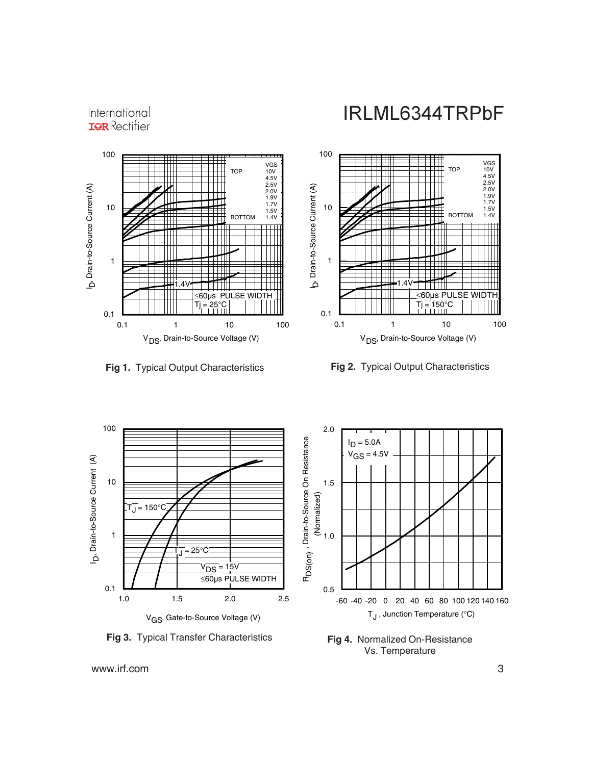Fig 1. Typical Output Characteristics

Fig 2. Typical Output Characteristics

Fig 3. Typical Transfer Characteristics

Fig 4. Normalized On-Resistance Vs. Temperature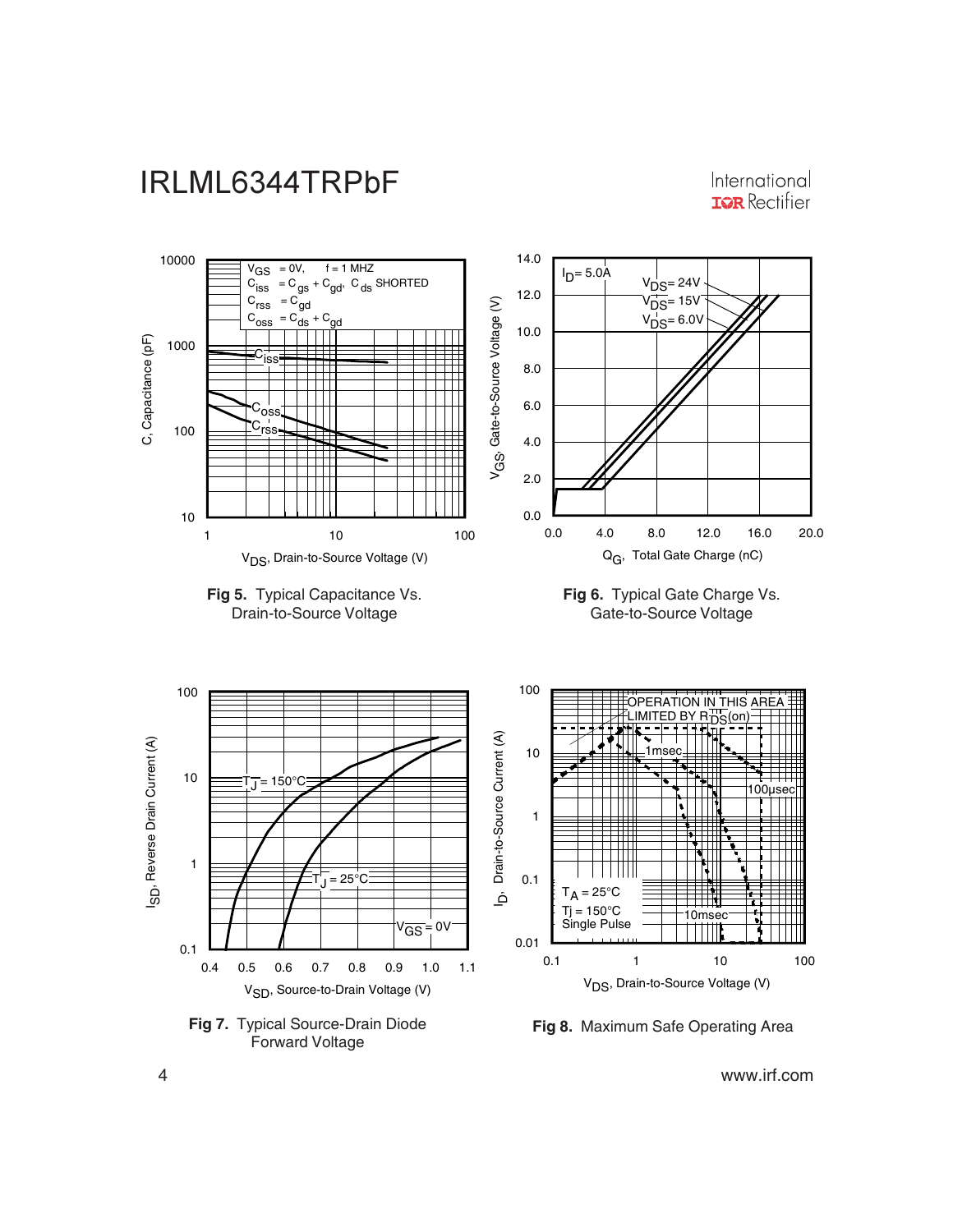**Fig 5.** Typical Capacitance Vs. Drain-to-Source Voltage

**Fig 6.** Typical Gate Charge Vs. Gate-to-Source Voltage

**Fig 7.** Typical Source-Drain Diode Forward Voltage

**Fig 8.** Maximum Safe Operating Area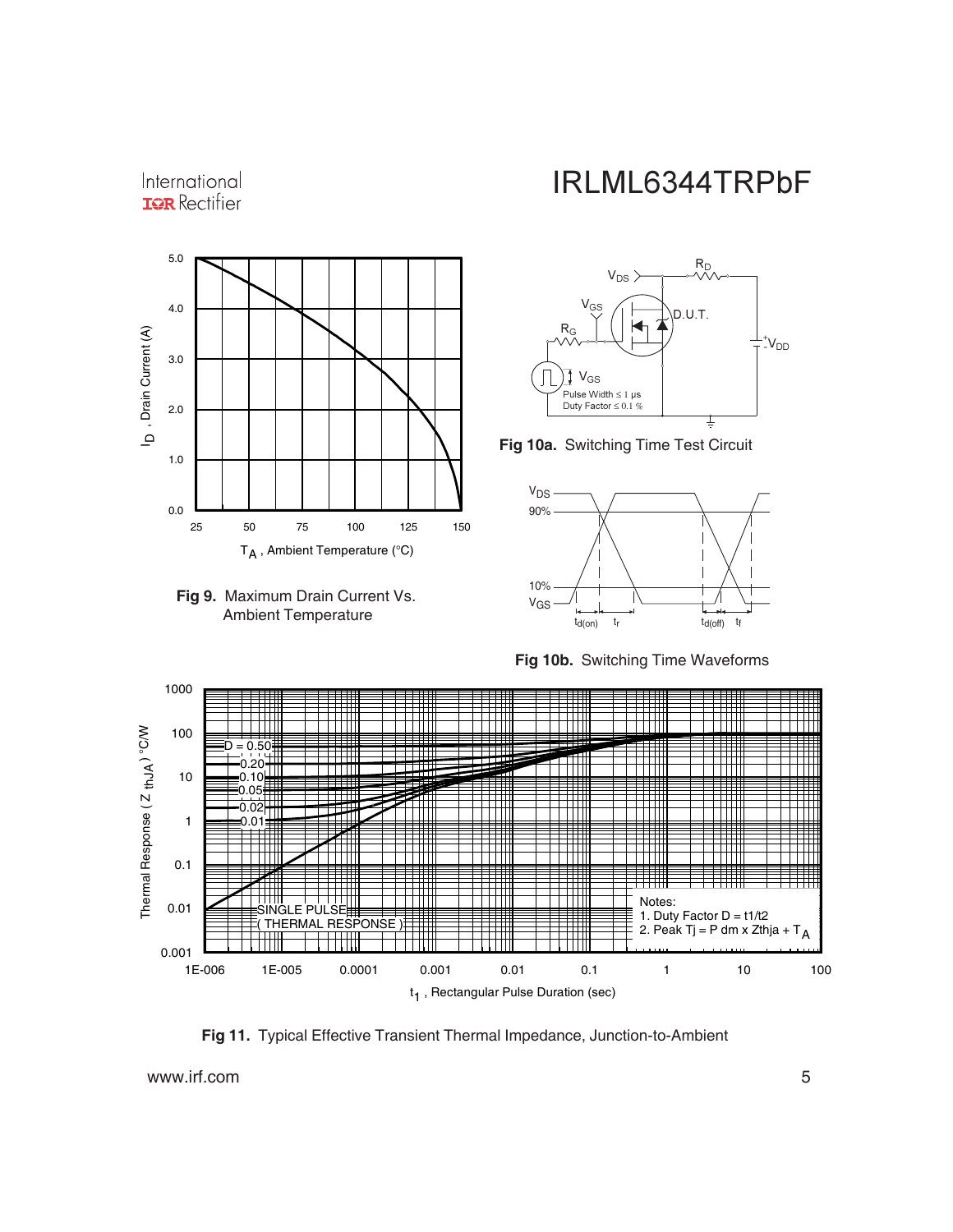**Fig 9.** Maximum Drain Current Vs. Ambient Temperature

**Fig 10a.** Switching Time Test Circuit

**Fig 10b.** Switching Time Waveforms

**Fig 11.** Typical Effective Transient Thermal Impedance, Junction-to-Ambient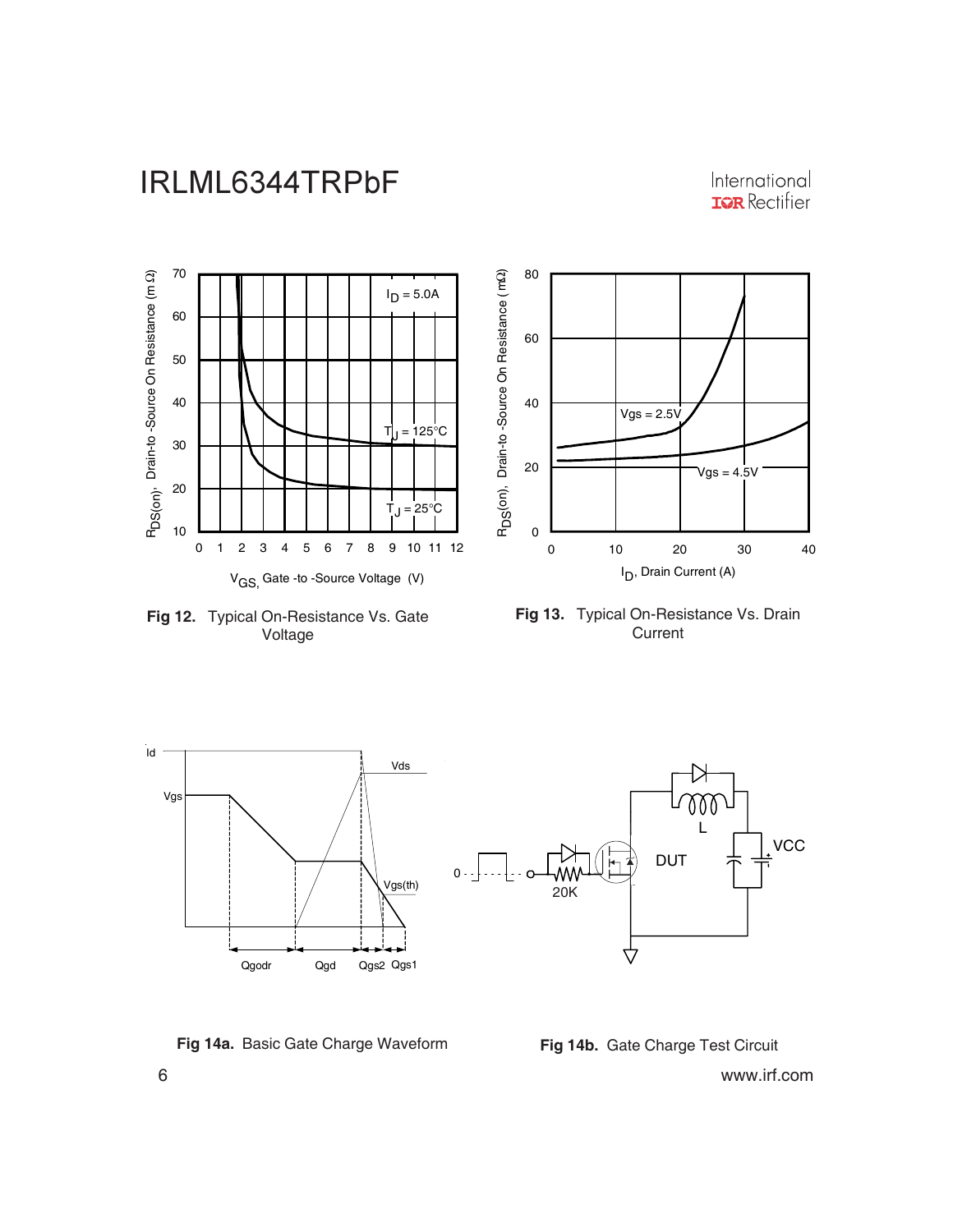**Fig 12.** Typical On-Resistance Vs. Gate Voltage

**Fig 13.** Typical On-Resistance Vs. Drain Current

**Fig 14a.** Basic Gate Charge Waveform

**Fig 14b.** Gate Charge Test Circuit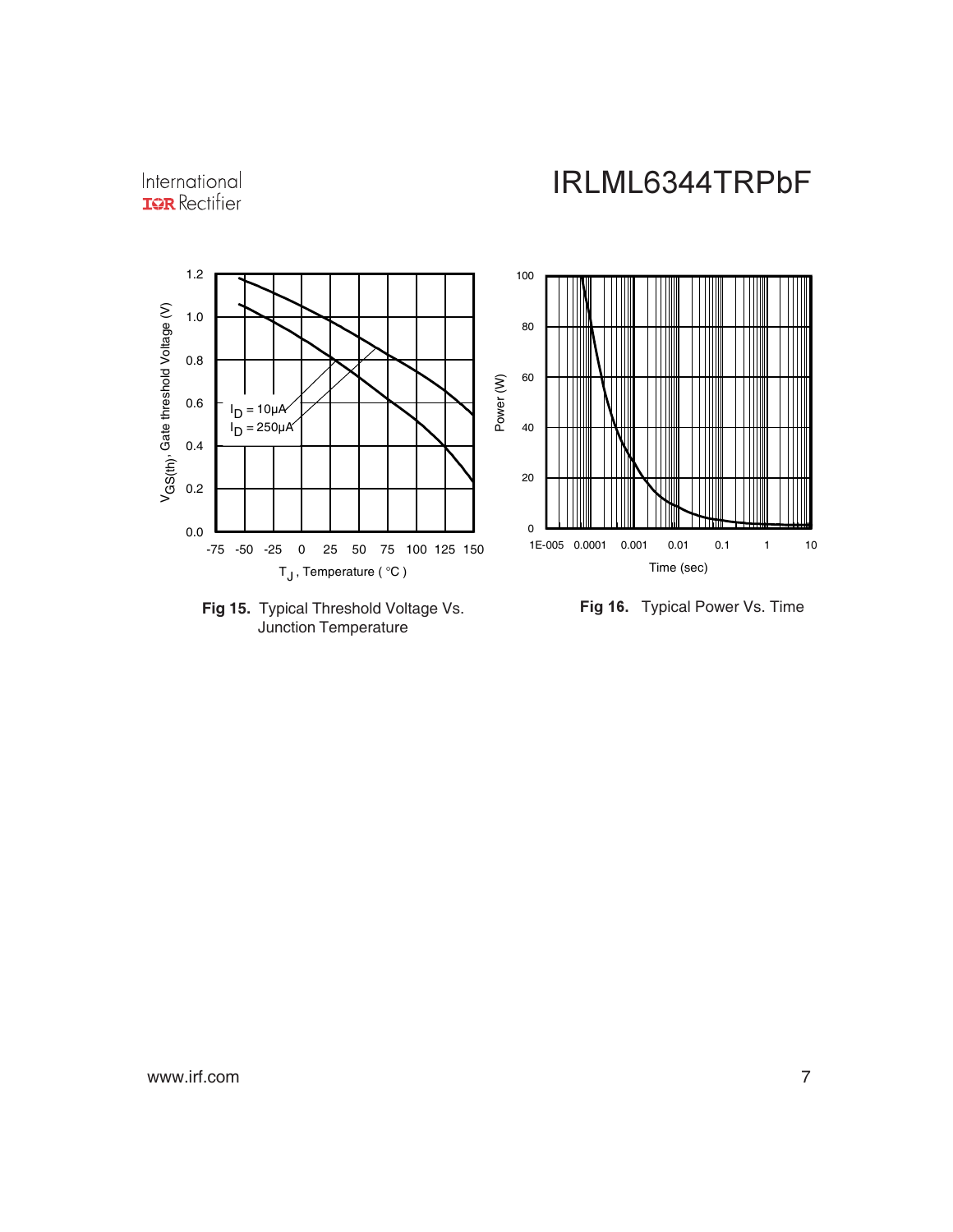**Fig 15.** Typical Threshold Voltage Vs. Junction Temperature

**Fig 16.** Typical Power Vs. Time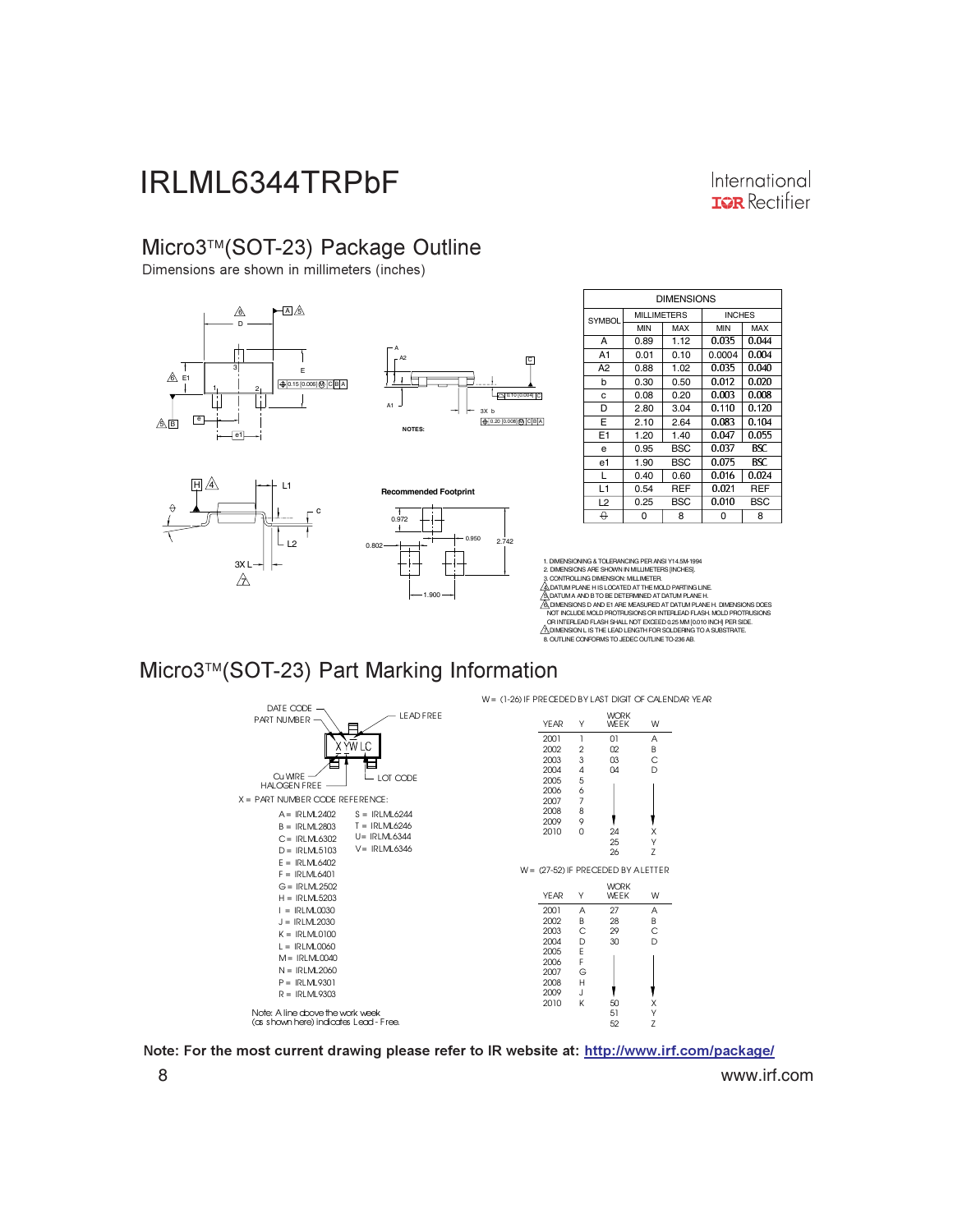# IRLML6344TRPbF

## Micro3™(SOT-23) Package Outline

Dimensions are shown in millimeters (inches)

| DIMENSIONS | | | | |
|---|---|---|---|---|
| SYMBOL | MILLIMETERS | | INCHES | |
| | MIN | MAX | MIN | MAX |
| A | 0.89 | 1.12 | 0.035 | 0.044 |
| A1 | 0.01 | 0.10 | 0.0004 | 0.004 |
| A2 | 0.88 | 1.02 | 0.035 | 0.040 |
| b | 0.30 | 0.50 | 0.012 | 0.020 |
| c | 0.08 | 0.20 | 0.003 | 0.008 |
| D | 2.80 | 3.04 | 0.110 | 0.120 |
| E | 2.10 | 2.64 | 0.083 | 0.104 |
| E1 | 1.20 | 1.40 | 0.047 | 0.055 |
| e | 0.95 | BSC | 0.037 | BSC |
| e1 | 1.90 | BSC | 0.075 | BSC |
| L | 0.40 | 0.60 | 0.016 | 0.024 |
| L1 | 0.54 | REF | 0.021 | REF |
| L2 | 0.25 | BSC | 0.010 | BSC |
| θ | 0 | 8 | 0 | 8 |

Recommended Footprint

NOTES:

1. DIMENSIONING & TOLERANCING PER ANSI Y14.5M-1994
2. DIMENSIONS ARE SHOWN IN MILLIMETERS [INCHES].
3. CONTROLLING DIMENSION: MILLIMETER.
4. DATUM PLANE H IS LOCATED AT THE MOLD PARTING LINE.
5. DATUM A AND B TO BE DETERMINED AT DATUM PLANE H.
6. DIMENSIONS D AND E1 ARE MEASURED AT DATUM PLANE H. DIMENSIONS DOES NOT INCLUDE MOLD PROTRUSIONS OR INTERLEAD FLASH. MOLD PROTRUSIONS OR INTERLEAD FLASH SHALL NOT EXCEED 0.25 MM [0.010 INCH] PER SIDE.
7. DIMENSION L IS THE LEAD LENGTH FOR SOLDERING TO A SUBSTRATE.
8. OUTLINE CONFORMS TO JEDEC OUTLINE TO-236 AB.

## Micro3™(SOT-23) Part Marking Information

DATE CODE, PART NUMBER, LEAD FREE, Cu WIRE, HALOGEN FREE, LOT CODE

X Y W L C

X = PART NUMBER CODE REFERENCE:

| | |
|---|---|
| A = IRLML2402 | S = IRLML6244 |
| B = IRLML2803 | T = IRLML6246 |
| C = IRLML6302 | U = IRLML6344 |
| D = IRLML5103 | V = IRLML6346 |
| E = IRLML6402 | |
| F = IRLML6401 | |
| G = IRLML2502 | |
| H = IRLML5203 | |
| I = IRLML0030 | |
| J = IRLML2030 | |
| K = IRLML0100 | |
| L = IRLML0060 | |
| M = IRLML0040 | |
| N = IRLML2060 | |
| P = IRLML9301 | |
| R = IRLML9303 | |

Note: A line above the work week (as shown here) indicates Lead - Free.

W = (1-26) IF PRECEDED BY LAST DIGIT OF CALENDAR YEAR

| YEAR | Y | WORK WEEK | W |
|---|---|---|---|
| 2001 | 1 | 01 | A |
| 2002 | 2 | 02 | B |
| 2003 | 3 | 03 | C |
| 2004 | 4 | 04 | D |
| 2005 | 5 | | |
| 2006 | 6 | | |
| 2007 | 7 | | |
| 2008 | 8 | | |
| 2009 | 9 | | |
| 2010 | 0 | 24 | X |
| | | 25 | Y |
| | | 26 | Z |

W = (27-52) IF PRECEDED BY A LETTER

| YEAR | Y | WORK WEEK | W |
|---|---|---|---|
| 2001 | A | 27 | A |
| 2002 | B | 28 | B |
| 2003 | C | 29 | C |
| 2004 | D | 30 | D |
| 2005 | E | | |
| 2006 | F | | |
| 2007 | G | | |
| 2008 | H | | |
| 2009 | J | | |
| 2010 | K | 50 | X |
| | | 51 | Y |
| | | 52 | Z |

**Note: For the most current drawing please refer to IR website at: http://www.irf.com/package/**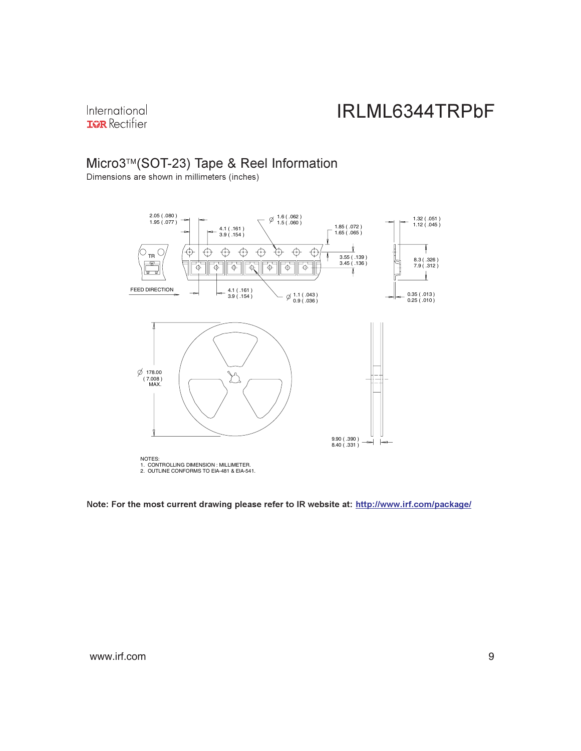## Micro3™(SOT-23) Tape & Reel Information

Dimensions are shown in millimeters (inches)

2.05 ( .080 )
1.95 ( .077 )

4.1 ( .161 )
3.9 ( .154 )

Ø 1.6 ( .062 )
1.5 ( .060 )

1.85 ( .072 )
1.65 ( .065 )

1.32 ( .051 )
1.12 ( .045 )

TR

3.55 ( .139 )
3.45 ( .136 )

8.3 ( .326 )
7.9 ( .312 )

FEED DIRECTION

4.1 ( .161 )
3.9 ( .154 )

Ø 1.1 ( .043 )
0.9 ( .036 )

0.35 ( .013 )
0.25 ( .010 )

Ø 178.00
( 7.008 )
MAX.

9.90 ( .390 )
8.40 ( .331 )

NOTES:
1. CONTROLLING DIMENSION : MILLIMETER.
2. OUTLINE CONFORMS TO EIA-481 & EIA-541.

**Note: For the most current drawing please refer to IR website at: http://www.irf.com/package/**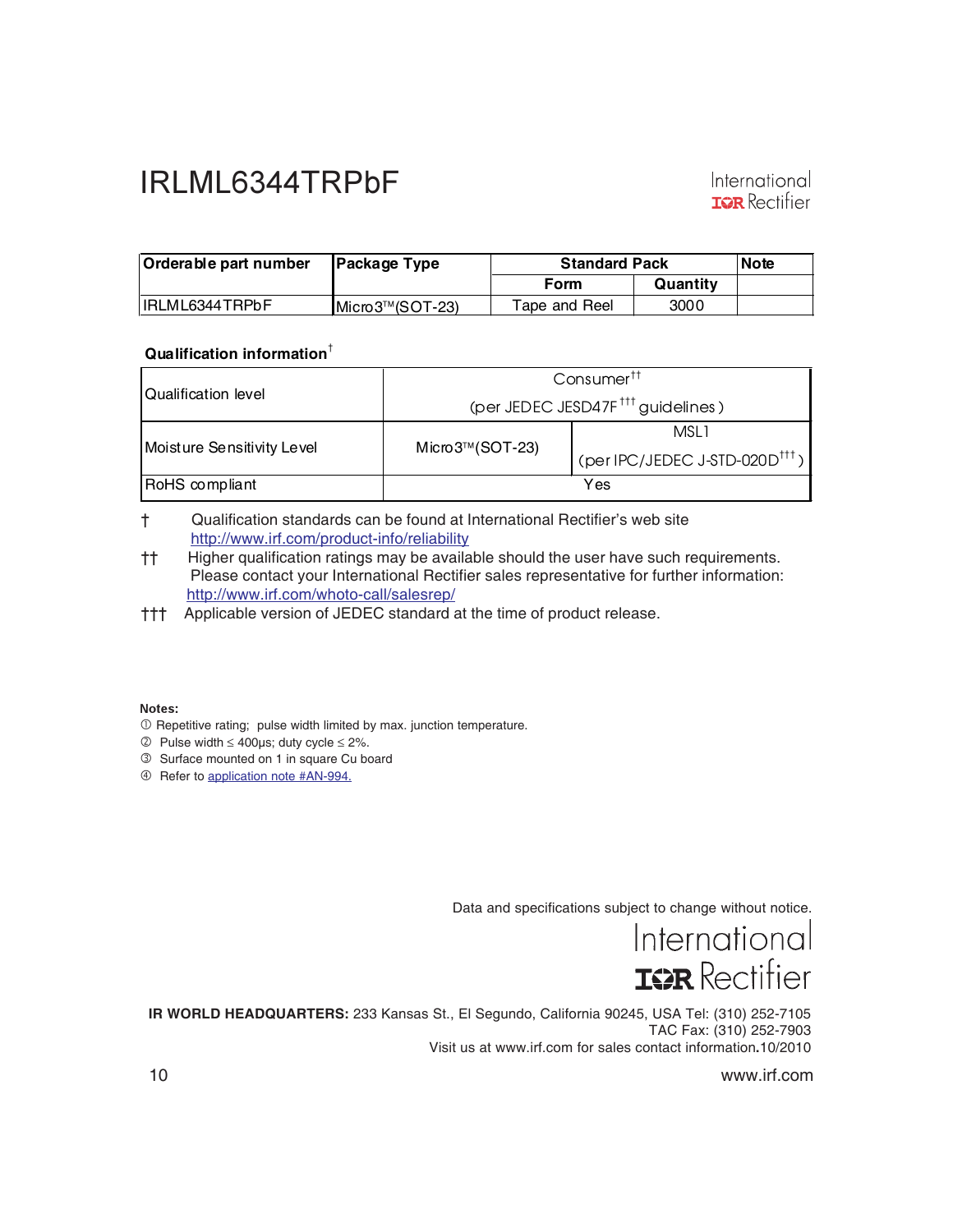| Orderable part number | Package Type | Standard Pack | | Note |
|---|---|---|---|---|
| | | Form | Quantity | |
| IRLML6344TRPbF | Micro3™(SOT-23) | Tape and Reel | 3000 | |

**Qualification information**†

| | | |
|---|---|---|
| Qualification level | Consumer†† (per JEDEC JESD47F††† guidelines ) | |
| Moisture Sensitivity Level | Micro3™(SOT-23) | MSL1 (per IPC/JEDEC J-STD-020D†††) |
| RoHS compliant | Yes | |

† Qualification standards can be found at International Rectifier's web site http://www.irf.com/product-info/reliability

†† Higher qualification ratings may be available should the user have such requirements. Please contact your International Rectifier sales representative for further information: http://www.irf.com/whoto-call/salesrep/

††† Applicable version of JEDEC standard at the time of product release.

**Notes:**

① Repetitive rating; pulse width limited by max. junction temperature.
② Pulse width ≤ 400μs; duty cycle ≤ 2%.
③ Surface mounted on 1 in square Cu board
④ Refer to application note #AN-994.

Data and specifications subject to change without notice.

International
IOR Rectifier

**IR WORLD HEADQUARTERS:** 233 Kansas St., El Segundo, California 90245, USA Tel: (310) 252-7105
TAC Fax: (310) 252-7903
Visit us at www.irf.com for sales contact information.10/2010